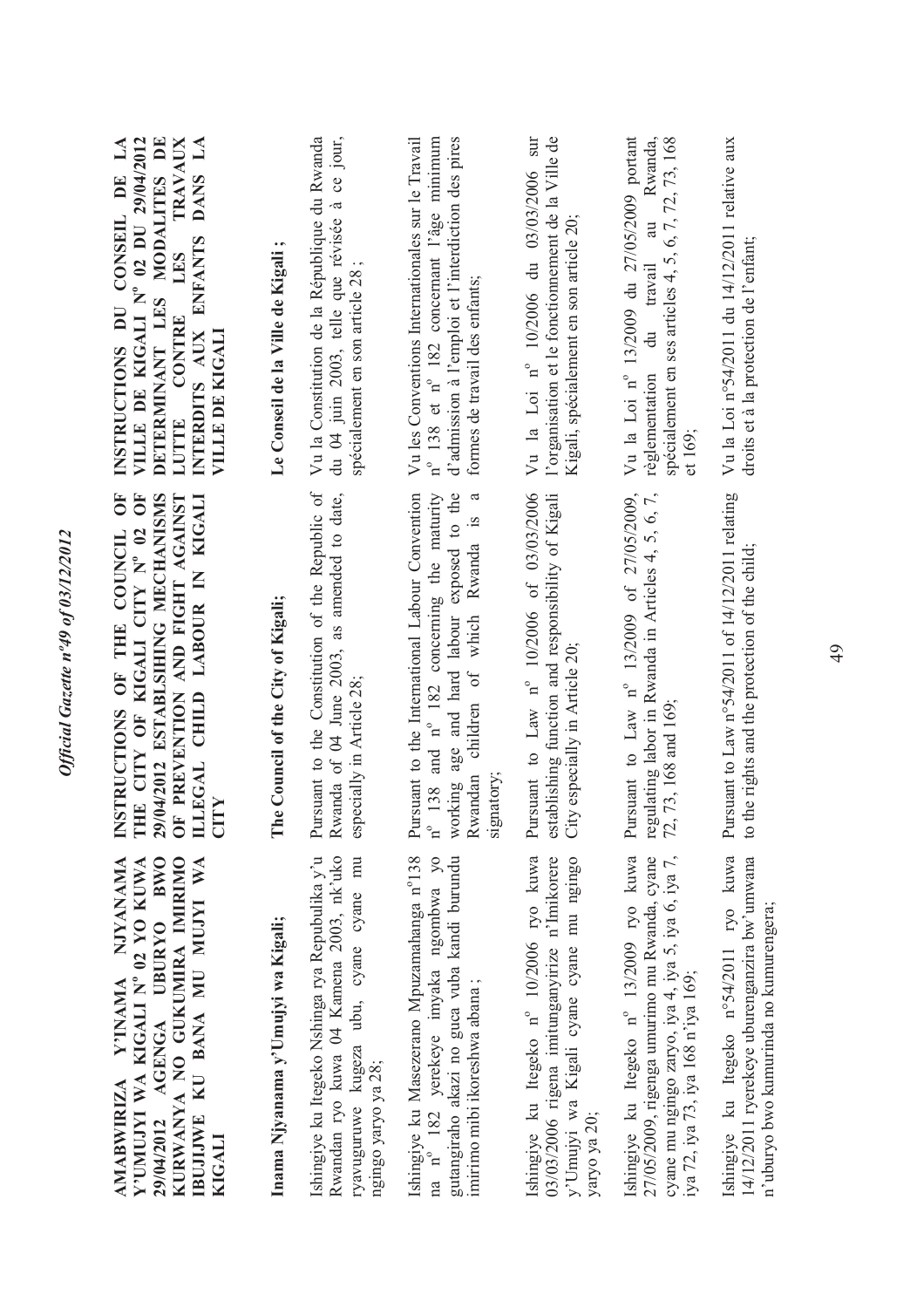**AMABWIRIZA Y'INAMA NJYANAMA Y'UMUJYI WA KIGALI N° 02 YO KUWA 29/04/2012 AGENGA UBURYO BWO KURWANYA NO GUKUMIRA IMIRIMO IBUJIJWE KU BANA MU MUJYI WA KIGALI**

**Inama Njyanama y'Umujyi wa Kigali;**

Ishingiye ku Itegeko Nshinga rya Repubulika y'u Rwandan ryo kuwa 04 Kamena 2003, nk'uko ryavuguruwe kugeza ubu, cyane cyane mu ngingo yaryo ya 28;

Ishingiye ku Masezerano Mpuzamahanga n°138 na n° 182 yerekeye imyaka ngombwa yo gutangiraho akazi no guca vuba kandi burundu imirimo mibi ikoreshwa abana ;

Ishingiye ku Itegeko n° 10/2006 ryo kuwa 03/03/2006 rigena imitunganyirize n'Imikorere y'Umujyi wa Kigali cyane cyane mu ngingo yaryo ya 20;

Ishingiye ku Itegeko n° 13/2009 ryo kuwa 27/05/2009, rigenga umurimo mu Rwanda, cyane cyane mu ngingo zaryo, iya 4, iya 5, iya 6, iya 7, iya 72, iya 73, iya 168 n'iya 169;

Ishingiye ku Itegeko n°54/2011 ryo kuwa 14/12/2011 ryerekeye uburenganzira bw'umwana n'uburyo bwo kumurinda no kumurengera;

**INSTRUCTIONS OF THE COUNCIL OF THE CITY OF KIGALI CITY N° 02 OF 29/04/2012 ESTABLSIHING MECHANISMS OF PREVENTION AND FIGHT AGAINST ILLEGAL CHILD LABOUR IN KIGALI CITY**

**The Council of the City of Kigali;**

Pursuant to the Constitution of the Republic of Rwanda of 04 June 2003, as amended to date, especially in Article 28;

Pursuant to the International Labour Convention n° 138 and n° 182 concerning the maturity working age and hard labour exposed to the Rwandan children of which Rwanda is a signatory;

Pursuant to Law n° 10/2006 of 03/03/2006 establishing function and responsibility of Kigali City especially in Article 20;

Pursuant to Law n° 13/2009 of 27/05/2009, regulating labor in Rwanda in Articles 4, 5, 6, 7, 72, 73, 168 and 169;

Pursuant to Law n°54/2011 of 14/12/2011 relating to the rights and the protection of the child;

**INSTRUCTIONS DU CONSEIL DE LA VILLE DE KIGALI N° 02 DU 29/04/2012 DETERMINANT LES MODALITES DE LUTTE CONTRE LES TRAVAUX INTERDITS AUX ENFANTS DANS LA VILLE DE KIGALI**

**Le Conseil de la Ville de Kigali ;**

Vu la Constitution de la République du Rwanda du 04 juin 2003, telle que révisée à ce jour, spécialement en son article 28 ;

Vu les Conventions Internationales sur le Travail n° 138 et n° 182 concernant l'âge minimum d'admission à l'emploi et l'interdiction des pires formes de travail des enfants;

Vu la Loi n° 10/2006 du 03/03/2006 sur l'organisation et le fonctionnement de la Ville de Kigali, spécialement en son article 20;

Vu la Loi n° 13/2009 du 27/05/2009 portant règlementation du travail au Rwanda, spécialement en ses articles 4, 5, 6, 7, 72, 73, 168 et 169;

Vu la Loi n°54/2011 du 14/12/2011 relative aux droits et à la protection de l'enfant;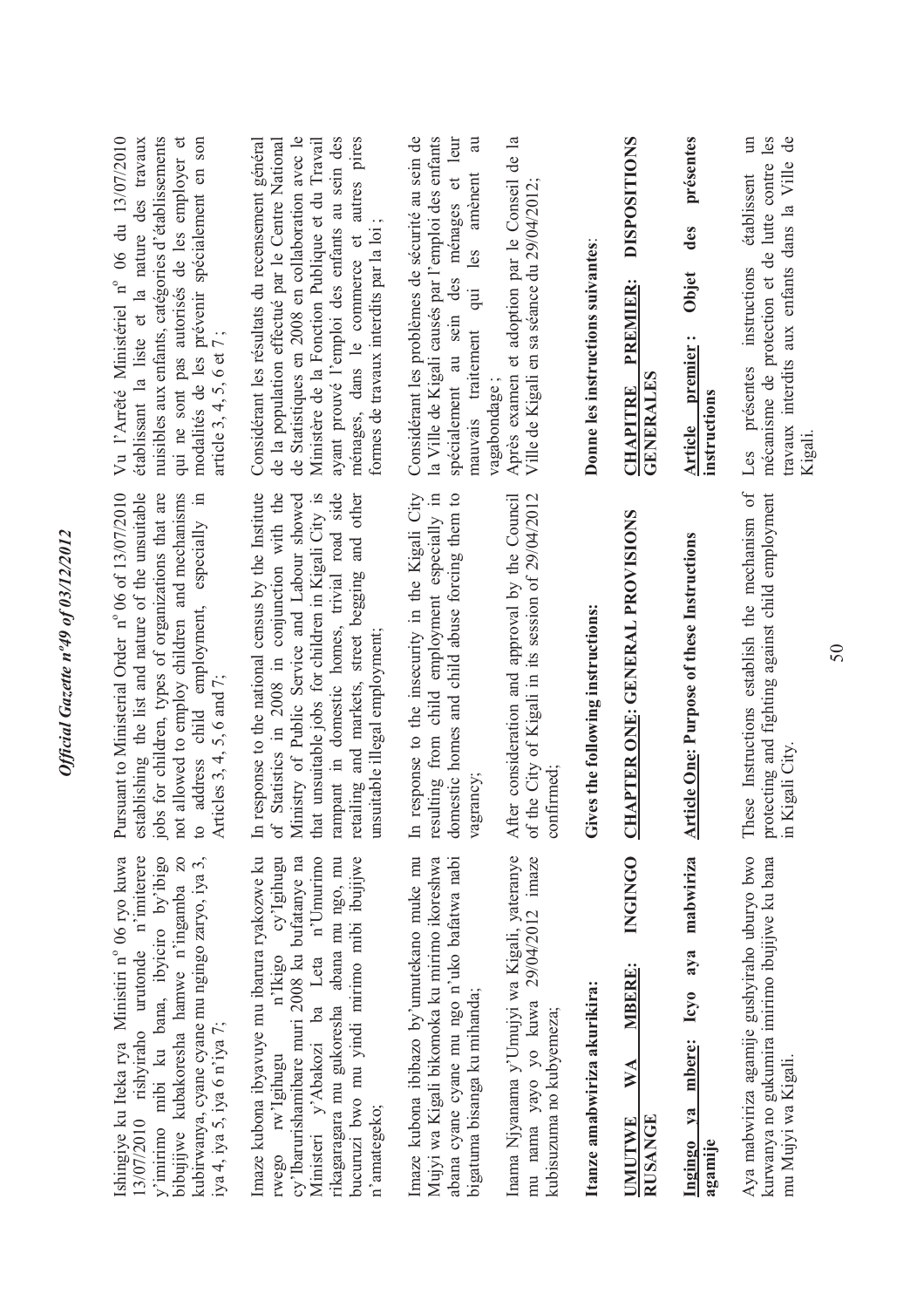Ishingiye ku Iteka rya Minisitiri n° 06 ryo kuwa 13/07/2010 rishyiraho urutonde n'imiterere y'imirimo mibi ku bana, ibyiciro by'ibigo bibujijwe kubakoresha hamwe n'ingamba zo kubirwanya, cyane cyane mu ngingo zaryo, iya 3, iya 4, iya 5, iya 6 n'iya 7;

Imaze kubona ibyavuye mu ibarura ryakozwe ku rwego rw'Igihugu n'Ikigo cy'Igihugu cy'Ibarurishamibare muri 2008 ku bufatanye na Minisiteri y'Abakozi ba Leta n'Umurimo rikagaragara mu gukoresha abana mu ngo, mu bucuruzi bwo mu yindi mirimo mibi ibujijwe n'amategeko;

Imaze kubona ibibazo by'umutekano muke mu Mujyi wa Kigali bikomoka ku mirimo ikoreshwa abana cyane cyane mu ngo n'uko bafatwa nabi bigatuma bisanga ku mihanda;

Inama Njyanama y'Umujyi wa Kigali, yateranye mu nama yayo yo kuwa 29/04/2012 imaze kubisuzuma no kubyemeza;

**Itanze amabwiriza akurikira:**

## UMUTWE WA MBERE: INGINGO RUSANGE

**Ingingo ya mbere: Icyo aya mabwiriza agamije**

Aya mabwiriza agamije gushyiraho uburyo bwo kurwanya no gukumira imirimo ibujijwe ku bana mu Mujyi wa Kigali.

Pursuant to Ministerial Order n° 06 of 13/07/2010 establishing the list and nature of the unsuitable jobs for children, types of organizations that are not allowed to employ children and mechanisms to address child employment, especially in Articles 3, 4, 5, 6 and 7;

In response to the national census by the Institute of Statistics in 2008 in conjunction with the Ministry of Public Service and Labour showed that unsuitable jobs for children in Kigali City is rampant in domestic homes, trivial road side retailing and markets, street begging and other unsuitable illegal employment;

In response to the insecurity in the Kigali City resulting from child employment especially in domestic homes and child abuse forcing them to vagrancy;

After consideration and approval by the Council of the City of Kigali in its session of 29/04/2012 confirmed;

**Gives the following instructions:**

## CHAPTER ONE: GENERAL PROVISIONS

**Article One: Purpose of these Instructions**

These Instructions establish the mechanism of protecting and fighting against child employment in Kigali City.

Vu l'Arrêté Ministériel n° 06 du 13/07/2010 établissant la liste et la nature des travaux nuisibles aux enfants, catégories d'établissements qui ne sont pas autorisés de les employer et modalités de les prévenir spécialement en son article 3, 4, 5, 6 et 7 ;

Considérant les résultats du recensement général de la population effectué par le Centre National de Statistiques en 2008 en collaboration avec le Ministère de la Fonction Publique et du Travail ayant prouvé l'emploi des enfants au sein des ménages, dans le commerce et autres pires formes de travaux interdits par la loi ;

Considérant les problèmes de sécurité au sein de la Ville de Kigali causés par l'emploi des enfants spécialement au sein des ménages et leur mauvais traitement qui les amènent au vagabondage ;

Après examen et adoption par le Conseil de la Ville de Kigali en sa séance du 29/04/2012;

**Donne les instructions suivantes**:

## CHAPITRE PREMIER: DISPOSITIONS GENERALES

**Article premier : Objet des présentes instructions**

Les présentes instructions établissent un mécanisme de protection et de lutte contre les travaux interdits aux enfants dans la Ville de Kigali.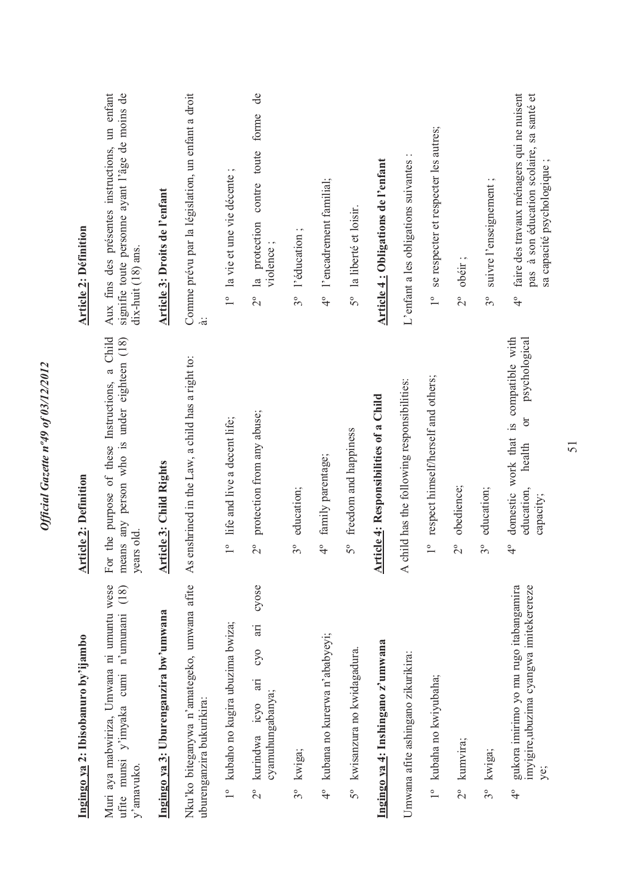## Ingingo ya 2: Ibisobanuro by'ijambo

Muri aya mabwiriza, Umwana ni umuntu wese ufite munsi y'imyaka cumi n'umunani (18) y'amavuko.

## Ingingo ya 3: Uburenganzira bw'umwana

Nk'uko biteganywa n'amategeko, umwana afite uburenganzira bukurikira:

1° kubaho no kugira ubuzima bwiza;

2° kurindwa icyo ari cyo cyose cyamuhungabanya;

3° kwiga;

4° kubana no kurerwa n'ababyeyi;

5° kwisanzura no kwidagadura.

## Ingingo ya 4: Inshingano z'umwana

Umwana afite ashingano zikurikira:

1° kubaha no kwiyubaha;

2° kumvira;

3° kwiga;

4° gukora imirimo yo mu rugo itabangamira imyigire,ubuzima cyangwa imitekerereze ye;

## Article 2: Definition

For the purpose of these Instructions, a Child means any person who is under eighteen (18) years old.

## Article 3: Child Rights

As enshrined in the Law, a child has a right to:

1° life and live a decent life;

2° protection from any abuse;

3° education;

4° family parentage;

5° freedom and happiness

## Article 4: Responsibilities of a Child

A child has the following responsibilities:

1° respect himself/herself and others;

2° obedience;

3° education;

4° domestic work that is compatible with education, health or psychological capacity;

## Article 2: Définition

Aux fins des présentes instructions, un enfant signifie toute personne ayant l'âge de moins de dix-huit (18) ans.

## Article 3: Droits de l'enfant

Comme prévu par la législation, un enfant a droit à:

1° la vie et une vie décente ;

2° la protection contre toute forme de violence ;

3° l'éducation ;

4° l'encadrement familial;

5° la liberté et loisir.

## Article 4 : Obligations de l'enfant

L'enfant a les obligations suivantes :

1° se respecter et respecter les autres;

2° obéir ;

3° suivre l'enseignement ;

4° faire des travaux ménagers qui ne nuisent pas à son éducation scolaire, sa santé et sa capacité psychologique ;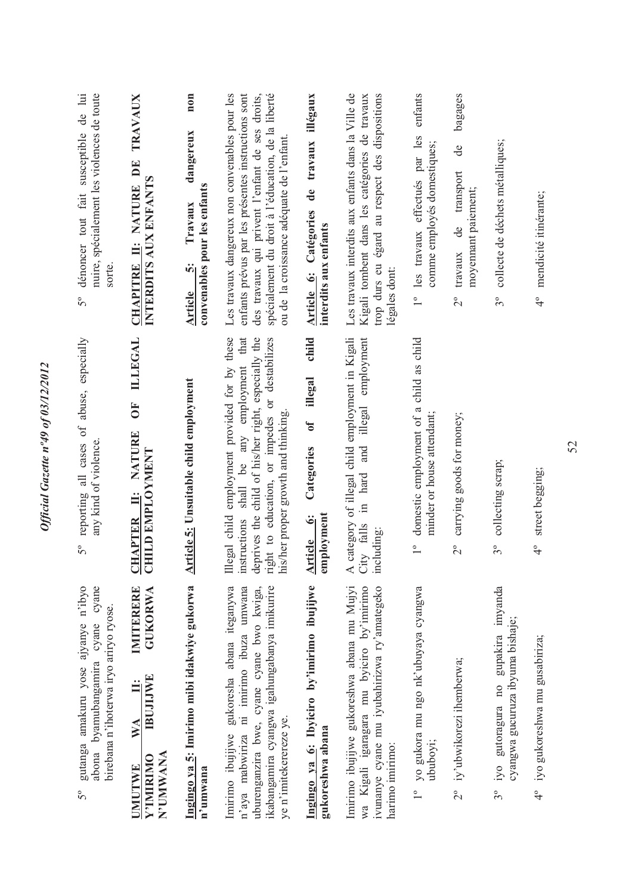5° gutanga amakuru yose ajyanye n'ibyo abona byamubangamira cyane cyane birebana n'ihoterwa iryo ariryo ryose.

**UMUTWE WA II: IMITERERE Y'IMIRIMO IBUJIJWE GUKORWA N'UMWANA**

**Ingingo ya 5: Imirimo mibi idakwiye gukorwa n'umwana**

Imirimo ibujijwe gukoresha abana iteganywa n'aya mabwiriza ni imirimo ibuza umwana uburenganzira bwe, cyane cyane bwo kwiga, ikabangamira cyangwa igahungabanya imikurire ye n'imitekerereze ye.

**Ingingo ya 6: Ibyiciro by'imirimo ibujijwe gukoreshwa abana**

Imirimo ibujijwe gukoreshwa abana mu Mujyi wa Kigali igaragara mu byiciro by'imirimo ivunanye cyane mu iyubahirizwa ry'amategeko harimo imirimo:

1° yo gukora mu ngo nk'ubuyaya cyangwa ububoyi;

2° iy'ubwikorezi ihemberwa;

3° iyo gutoragura no gupakira imyanda cyangwa gucuruza ibyuma bishaje;

4° iyo gukoreshwa mu gusabiriza;

5° reporting all cases of abuse, especially any kind of violence.

**CHAPTER II: NATURE OF ILLEGAL CHILD EMPLOYMENT**

**Article 5: Unsuitable child employment**

Illegal child employment provided for by these instructions shall be any employment that deprives the child of his/her right, especially the right to education, or impedes or destabilizes his/her proper growth and thinking.

**Article 6: Categories of illegal child employment**

A category of illegal child employment in Kigali City falls in hard and illegal employment including:

1° domestic employment of a child as child minder or house attendant;

2° carrying goods for money;

3° collecting scrap;

4° street begging;

5° dénoncer tout fait susceptible de lui nuire, spécialement les violences de toute sorte.

**CHAPITRE II: NATURE DE TRAVAUX INTERDITS AUX ENFANTS**

**Article 5: Travaux dangereux non convenables pour les enfants**

Les travaux dangereux non convenables pour les enfants prévus par les présentes instructions sont des travaux qui privent l'enfant de ses droits, spécialement du droit à l'éducation, de la liberté ou de la croissance adéquate de l'enfant.

**Article 6: Catégories de travaux illégaux interdits aux enfants**

Les travaux interdits aux enfants dans la Ville de Kigali tombent dans les catégories de travaux trop durs eu égard au respect des dispositions légales dont:

1° les travaux effectués par les enfants comme employés domestiques;

2° travaux de transport de bagages moyennant paiement;

3° collecte de déchets métalliques;

4° mendicité itinérante;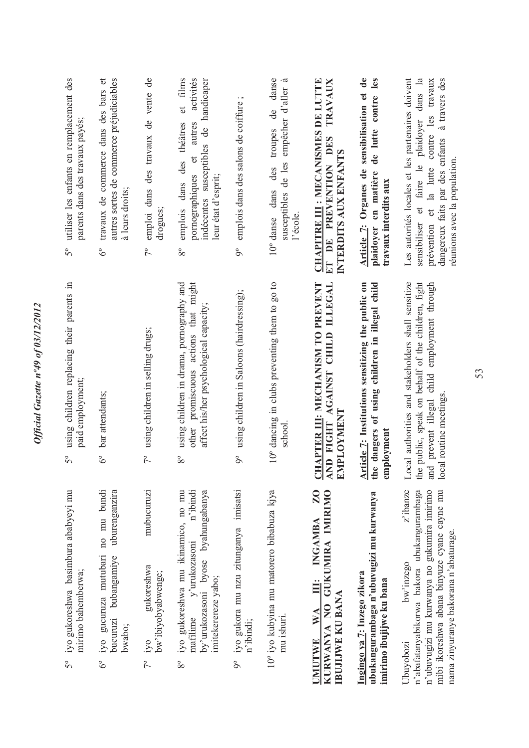5° iyo gukoreshwa basimbura ababyeyi mu mirimo bahemberwa;

6° iyo gucuruza mutubari no mu bundi bucuruzi bubangamiye uburenganzira bwabo;

7° iyo gukoreshwa mubucuruzi bw'ibiyobyabwenge;

8° iyo gukoreshwa mu ikinamico, no mu mafilime y'urukozasoni n'ibindi by'urukozasoni byose byahungabanya imitekerereze yabo;

9° iyo gukora mu nzu zitunganya imisatsi n'ibindi;

10° iyo kubyina mu matorero bibabuza kujya mu ishuri.

**UMUTWE WA III: INGAMBA ZO KURWANYA NO GUKUMIRA IMIRIMO IBUJIJWE KU BANA**

**Ingingo ya 7: Inzego zikora ubukangurambaga n'ubuvugizi mu kurwanya imirimo ibujijwe ku bana**

Ubuyobozi bw'inzego z'ibanze n'abafatanyabikorwa bakora ubukangurambaga n'ubuvugizi mu kurwanya no gukumira imirimo mibi ikoreshwa abana binyuze cyane cyane mu nama zinyuranye bakorana n'abaturage.

5° using children replacing their parents in paid employment;

6° bar attendants;

7° using children in selling drugs;

8° using children in drama, pornography and other promiscuous actions that might affect his/her psychological capacity;

9° using children in Saloons (hairdressing);

10° dancing in clubs preventing them to go to school.

**CHAPTER III: MECHANISM TO PREVENT AND FIGHT AGAINST CHILD ILLEGAL EMPLOYMENT**

**Article 7: Institutions sensitizing the public on the dangers of using children in illegal child employment**

Local authorities and stakeholders shall sensitize the public, speak on behalf of the children, fight and prevent illegal child employment through local routine meetings.

5° utiliser les enfants en remplacement des parents dans des travaux payés;

6° travaux de commerce dans des bars et autres sortes de commerce préjudiciables à leurs droits;

7° emploi dans des travaux de vente de drogues;

8° emplois dans des théâtres et films pornographiques et autres activités indécentes susceptibles de handicaper leur état d'esprit;

9° emplois dans des salons de coiffure ;

10° danse dans des troupes de danse susceptibles de les empêcher d'aller à l'école.

**CHAPITRE III : MECANISMES DE LUTTE ET DE PREVENTION DES TRAVAUX INTERDITS AUX ENFANTS**

**Article 7: Organes de sensibilisation et de plaidoyer en matière de lutte contre les travaux interdits aux**

Les autorités locales et les partenaires doivent sensibiliser et faire le plaidoyer dans la prévention et la lutte contre les travaux dangereux faits par des enfants à travers des réunions avec la population.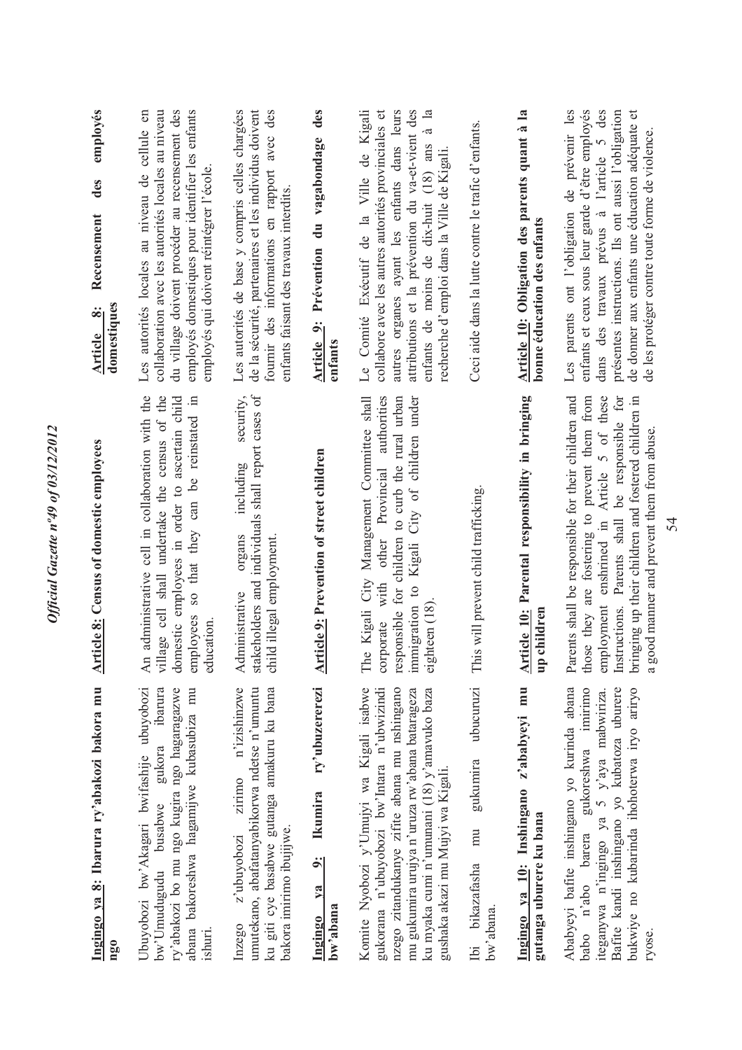**Ingingo ya 8: Ibarura ry'abakozi bakora mu ngo**

Ubuyobozi bw'Akagari bwifashije ubuyobozi bw'Umudugudu busabwe gukora ibarura ry'abakozi bo mu ngo kugira ngo hagaragazwe abana bakoreshwa hagamijwe kubasubiza mu ishuri.

Inzego z'ubuyobozi zirimo n'izishinzwe umutekano, abafatanyabikorwa ndetse n'umuntu ku giti cye basabwe gutanga amakuru ku bana bakora imirimo ibujijwe.

**Ingingo ya 9: Ikumira ry'ubuzererezi bw'abana**

Komite Nyobozi y'Umujyi wa Kigali isabwe gukorana n'ubuyobozi bw'Intara n'ubwizindi nzego zitandukanye zifite abana mu nshingano mu gukumira urujya n'uruza rw'abana batarageza ku myaka cumi n'umunani (18) y'amavuko baza gushaka akazi mu Mujyi wa Kigali.

Ibi bikazafasha mu gukumira ubucuruzi bw'abana.

**Ingingo ya 10: Inshingano z'ababyeyi mu gutanga uburere ku bana**

Ababyeyi bafite inshingano yo kurinda abana babo n'abo barera gukoreshwa imirimo iteganywa n'ingingo ya 5 y'aya mabwiriza. Bafite kandi inshingano yo kubatoza uburere bukwiye no kubarinda ihohoterwa iryo ariryo ryose.

**Article 8: Census of domestic employees**

An administrative cell in collaboration with the village cell shall undertake the census of the domestic employees in order to ascertain child employees so that they can be reinstated in education.

Administrative organs including security, stakeholders and individuals shall report cases of child illegal employment.

**Article 9: Prevention of street children**

The Kigali City Management Committee shall corporate with other Provincial authorities responsible for children to curb the rural urban immigration to Kigali City of children under eighteen (18).

This will prevent child trafficking.

**Article 10: Parental responsibility in bringing up children**

Parents shall be responsible for their children and those they are fostering to prevent them from employment enshrined in Article 5 of these Instructions. Parents shall be responsible for bringing up their children and fostered children in a good manner and prevent them from abuse.

**Article 8: Recensement des employés domestiques**

Les autorités locales au niveau de cellule en collaboration avec les autorités locales au niveau du village doivent procéder au recensement des employés domestiques pour identifier les enfants employés qui doivent réintégrer l'école.

Les autorités de base y compris celles chargées de la sécurité, partenaires et les individus doivent fournir des informations en rapport avec des enfants faisant des travaux interdits.

**Article 9: Prévention du vagabondage des enfants**

Le Comité Exécutif de la Ville de Kigali collabore avec les autres autorités provinciales et autres organes ayant les enfants dans leurs attributions et la prévention du va-et-vient des enfants de moins de dix-huit (18) ans à la recherche d'emploi dans la Ville de Kigali.

Ceci aide dans la lutte contre le trafic d'enfants.

**Article 10: Obligation des parents quant à la bonne éducation des enfants**

Les parents ont l'obligation de prévenir les enfants et ceux sous leur garde d'être employés dans des travaux prévus à l'article 5 des présentes instructions. Ils ont aussi l'obligation de donner aux enfants une éducation adéquate et de les protéger contre toute forme de violence.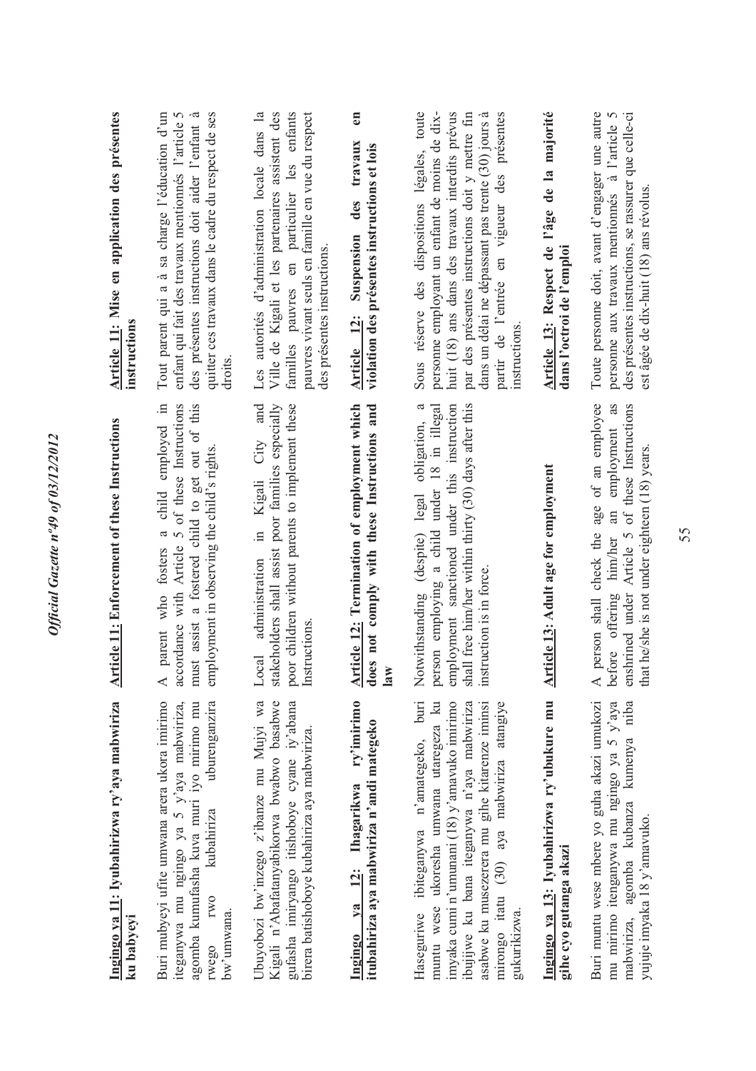**Ingingo ya 11: Iyubahirizwa ry'aya mabwiriza ku babyeyi**

Buri mubyeyi ufite umwana arera ukora imirimo iteganywa mu ngingo ya 5 y'aya mabwiriza, agomba kumufasha kuva muri iyo mirimo mu rwego rwo kubahiriza uburenganzira bw'umwana.

Ubuyobozi bw'inzego z'ibanze mu Mujyi wa Kigali n'Abafatanyabikorwa bwabwo basabwe gufasha imiryango itishoboye cyane iy'abana birera batishoboye kubahiriza aya mabwiriza.

**Ingingo ya 12: Ihagarikwa ry'imirimo itubahiriza aya mabwiriza n'andi mategeko**

Haseguriwe ibiteganywa n'amategeko, buri muntu wese ukoresha umwana utaregeza ku imyaka cumi n'umunani (18) y'amavuko imirimo ibujijwe ku bana iteganywa n'aya mabwiriza asabwe ku musezerera mu gihe kitarenze iminsi mirongo itatu (30) aya mabwiriza atangiye gukurikizwa.

**Ingingo ya 13: Iyubahirizwa ry'ubukure mu gihe cyo gutanga akazi**

Buri muntu wese mbere yo guha akazi umukozi mu mirimo iteganywa mu ngingo ya 5 y'aya mabwiriza, agomba kubanza kumenya niba yujuje imyaka 18 y'amavuko.

**Article 11: Enforcement of these Instructions**

A parent who fosters a child employed in accordance with Article 5 of these Instructions must assist a fostered child to get out of this employment in observing the child's rights.

Local administration in Kigali City and stakeholders shall assist poor families especially poor children without parents to implement these Instructions.

**Article 12: Termination of employment which does not comply with these Instructions and law**

Notwithstanding (despite) legal obligation, a person employing a child under 18 in illegal employment sanctioned under this instruction shall free him/her within thirty (30) days after this instruction is in force.

**Article 13: Adult age for employment**

A person shall check the age of an employee before offering him/her an employment as enshrined under Article 5 of these Instructions that he/she is not under eighteen (18) years.

**Article 11: Mise en application des présentes instructions**

Tout parent qui a à sa charge l'éducation d'un enfant qui fait des travaux mentionnés l'article 5 des présentes instructions doit aider l'enfant à quitter ces travaux dans le cadre du respect de ses droits.

Les autorités d'administration locale dans la Ville de Kigali et les partenaires assistent des familles pauvres en particulier les enfants pauvres vivant seuls en famille en vue du respect des présentes instructions.

**Article 12: Suspension des travaux en violation des présentes instructions et lois**

Sous réserve des dispositions légales, toute personne employant un enfant de moins de dix-huit (18) ans dans des travaux interdits prévus par des présentes instructions doit y mettre fin dans un délai ne dépassant pas trente (30) jours à partir de l'entrée en vigueur des présentes instructions.

**Article 13: Respect de l'âge de la majorité dans l'octroi de l'emploi**

Toute personne doit, avant d'engager une autre personne aux travaux mentionnés à l'article 5 des présentes instructions, se rassurer que celle-ci est âgée de dix-huit (18) ans révolus.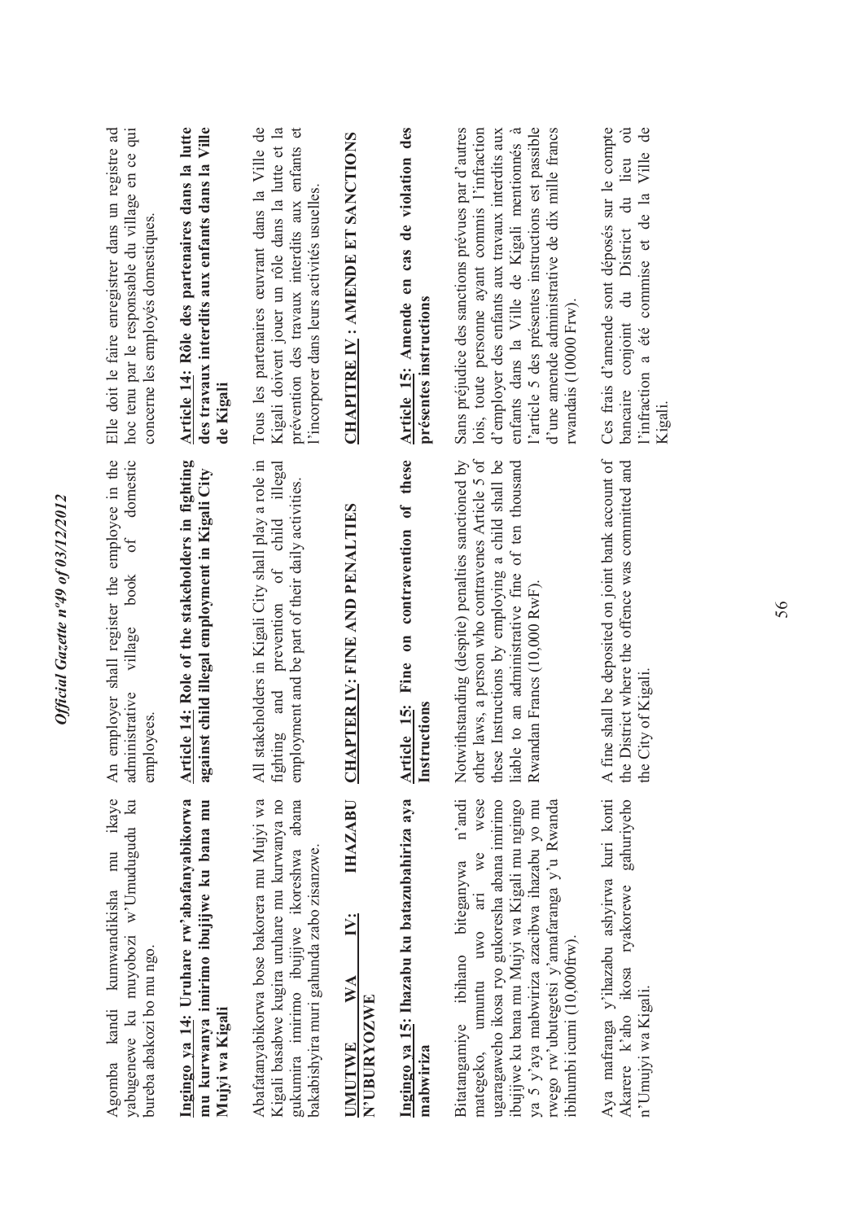Agomba kandi kumwandikisha mu ikaye yabugenewe ku muyobozi w'Umudugudu ku bireba abakozi bo mu ngo.

**Ingingo ya 14: Uruhare rw'abafatanyabikorwa mu kurwanya imirimo ibujijwe ku bana mu Mujyi wa Kigali**

Abafatanyabikorwa bose bakorera mu Mujyi wa Kigali basabwe kugira uruhare mu kurwanya no gukumira imirimo ibujijwe ikoreshwa abana bakabishyira muri gahunda zabo zisanzwe.

**UMUTWE WA IV: IHAZABU N'UBURYOZWE**

**Ingingo ya 15: Ihazabu ku batazubahiriza aya mabwiriza**

Bitatanganiye ibihano biteganywa n'andi mategeko, umuntu uwo ari we wese ugaragaweho ikosa ryo gukoresha abana imirimo ibujijwe ku bana mu Mujyi wa Kigali mu ngingo ya 5 y'aya mabwiriza azacibwa ihazabu yo mu rwego rw'ubutegetsi y'amafaranga y'u Rwanda ibihumbi icumi (10,000frw).

Aya mafaranga y'ihazabu ashyirwa kuri konti Akarere k'aho ikosa ryakorewe gahuriyeho n'Umujyi wa Kigali.

An employer shall register the employee in the administrative village book of domestic employees.

**Article 14: Role of the stakeholders in fighting against child illegal employment in Kigali City**

All stakeholders in Kigali City shall play a role in fighting and prevention of child illegal employment and be part of their daily activities.

**CHAPTER IV: FINE AND PENALTIES**

**Article 15: Fine on contravention of these Instructions**

Notwithstanding (despite) penalties sanctioned by other laws, a person who contravenes Article 5 of these Instructions by employing a child shall be liable to an administrative fine of ten thousand Rwandan Francs (10,000 RwF).

A fine shall be deposited on joint bank account of the District where the offence was committed and the City of Kigali.

Elle doit le faire enregistrer dans un registre ad hoc tenu par le responsable du village en ce qui concerne les employés domestiques.

**Article 14: Rôle des partenaires dans la lutte des travaux interdits aux enfants dans la Ville de Kigali**

Tous les partenaires œuvrant dans la Ville de Kigali doivent jouer un rôle dans la lutte et la prévention des travaux interdits aux enfants et l'incorporer dans leurs activités usuelles.

**CHAPITRE IV : AMENDE ET SANCTIONS**

**Article 15: Amende en cas de violation des présentes instructions**

Sans préjudice des sanctions prévues par d'autres lois, toute personne ayant commis l'infraction d'employer des enfants aux travaux interdits aux enfants dans la Ville de Kigali mentionnés à l'article 5 des présentes instructions est passible d'une amende administrative de dix mille francs rwandais (10000 Frw).

Ces frais d'amende sont déposés sur le compte bancaire conjoint du District du lieu où l'infraction a été commise et de la Ville de Kigali.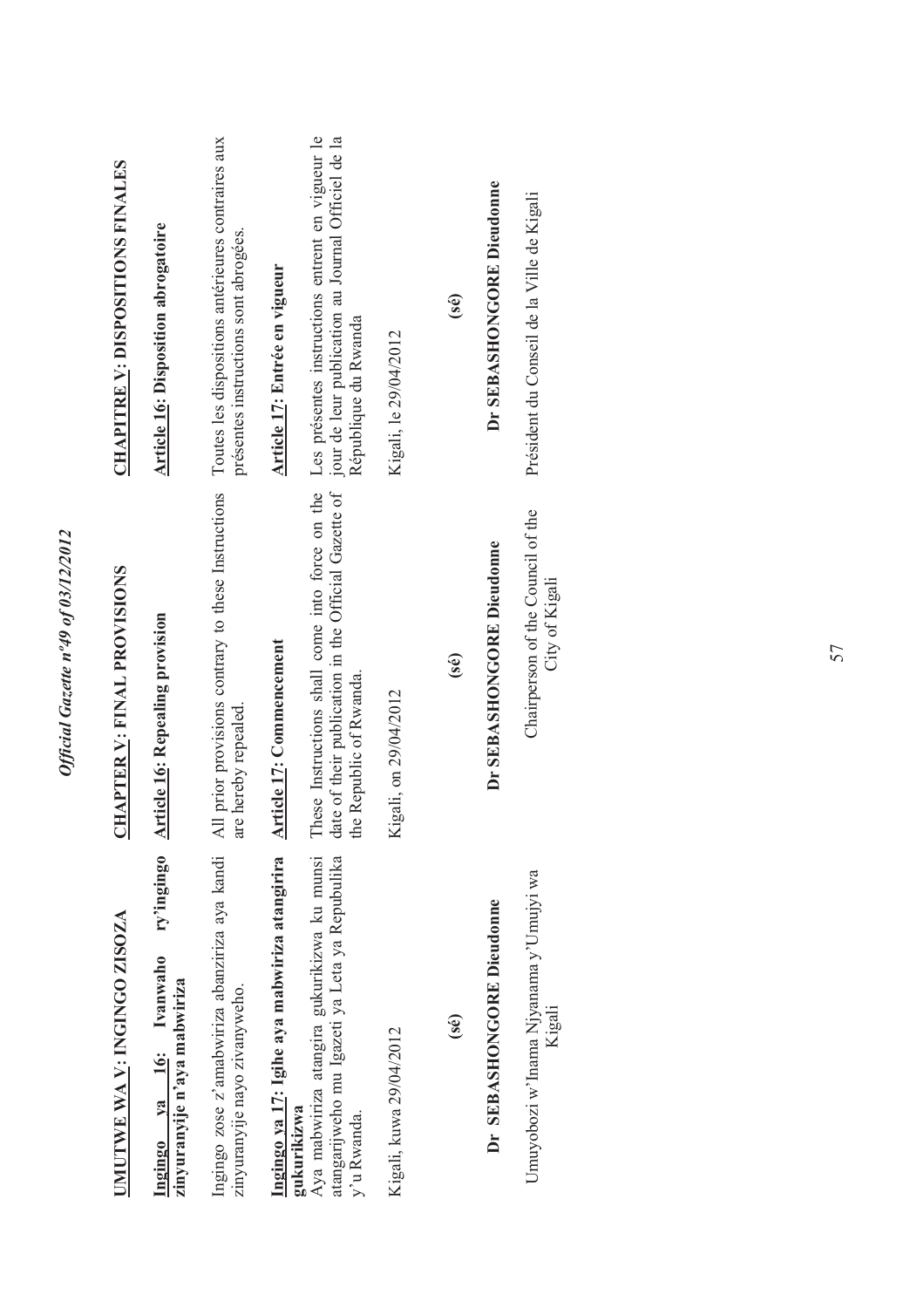**UMUTWE WA V: INGINGO ZISOZA**

**Ingingo ya 16: Ivanwaho ry'ingingo zinyuranyije n'aya mabwiriza**

Ingingo zose z'amabwiriza abanziriza aya kandi zinyuranyije nayo zivanyweho.

**Ingingo ya 17: Igihe aya mabwiriza atangirira gukurikizwa**

Aya mabwiriza atangira gukurikizwa ku munsi atangarijweho mu Igazeti ya Leta ya Repubulika y'u Rwanda.

Kigali, kuwa 29/04/2012

**(sé)**

**Dr SEBASHONGORE Dieudonne**

Umuyobozi w'Inama Njyanama y'Umujyi wa Kigali

**CHAPTER V: FINAL PROVISIONS**

**Article 16: Repealing provision**

All prior provisions contrary to these Instructions are hereby repealed.

**Article 17: Commencement**

These Instructions shall come into force on the date of their publication in the Official Gazette of the Republic of Rwanda.

Kigali, on 29/04/2012

**(sé)**

**Dr SEBASHONGORE Dieudonne**

Chairperson of the Council of the City of Kigali

**CHAPITRE V: DISPOSITIONS FINALES**

**Article 16: Disposition abrogatoire**

Toutes les dispositions antérieures contraires aux présentes instructions sont abrogées.

**Article 17: Entrée en vigueur**

Les présentes instructions entrent en vigueur le jour de leur publication au Journal Officiel de la République du Rwanda

Kigali, le 29/04/2012

**(sé)**

**Dr SEBASHONGORE Dieudonne**

Président du Conseil de la Ville de Kigali